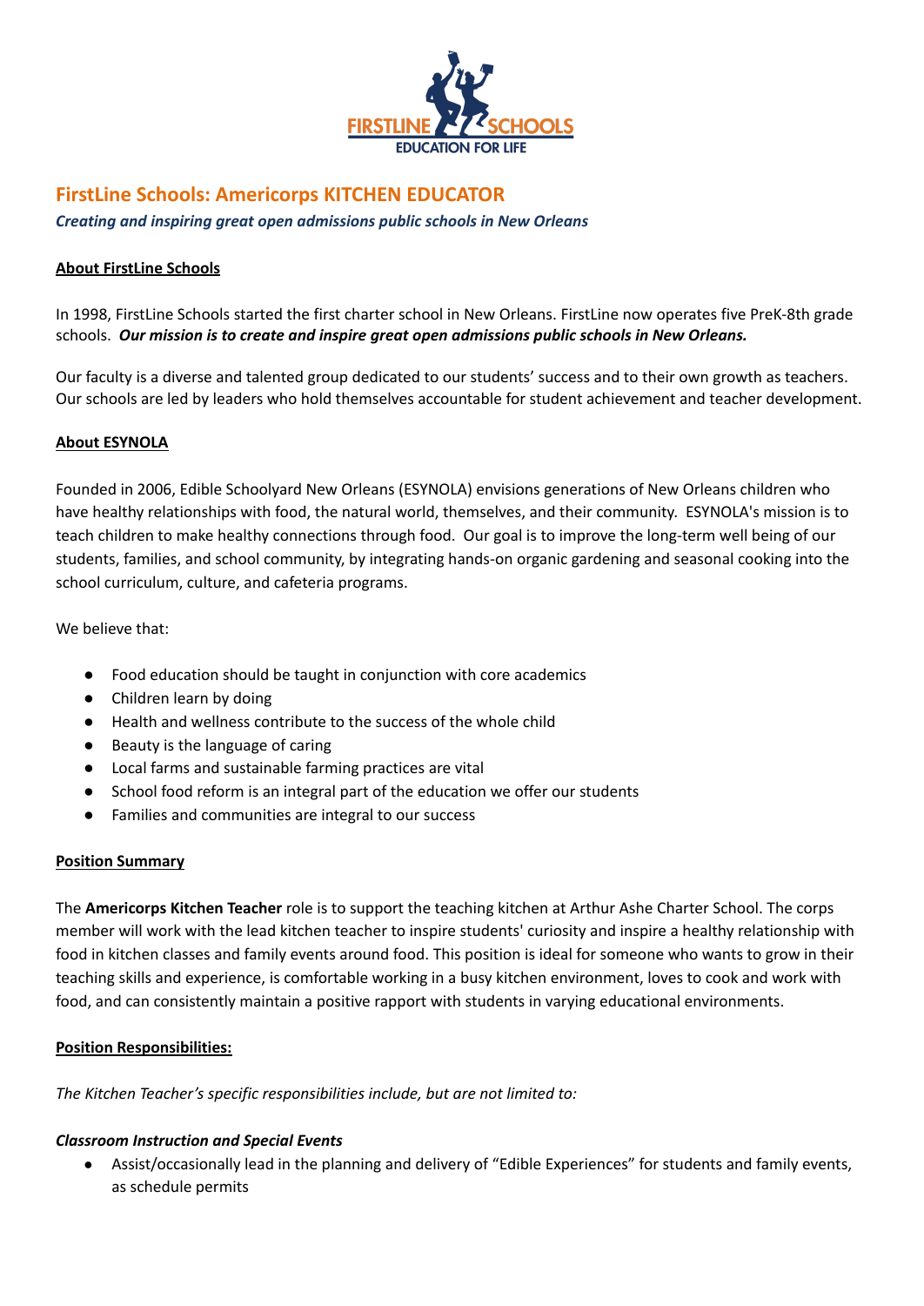# FirstLine Schools: Americorps KITCHEN EDUCATOR

***Creating and inspiring great open admissions public schools in New Orleans***

## About FirstLine Schools

In 1998, FirstLine Schools started the first charter school in New Orleans. FirstLine now operates five PreK-8th grade schools. ***Our mission is to create and inspire great open admissions public schools in New Orleans.***

Our faculty is a diverse and talented group dedicated to our students' success and to their own growth as teachers. Our schools are led by leaders who hold themselves accountable for student achievement and teacher development.

## About ESYNOLA

Founded in 2006, Edible Schoolyard New Orleans (ESYNOLA) envisions generations of New Orleans children who have healthy relationships with food, the natural world, themselves, and their community. ESYNOLA's mission is to teach children to make healthy connections through food. Our goal is to improve the long-term well being of our students, families, and school community, by integrating hands-on organic gardening and seasonal cooking into the school curriculum, culture, and cafeteria programs.

We believe that:

- Food education should be taught in conjunction with core academics
- Children learn by doing
- Health and wellness contribute to the success of the whole child
- Beauty is the language of caring
- Local farms and sustainable farming practices are vital
- School food reform is an integral part of the education we offer our students
- Families and communities are integral to our success

## Position Summary

The **Americorps Kitchen Teacher** role is to support the teaching kitchen at Arthur Ashe Charter School. The corps member will work with the lead kitchen teacher to inspire students' curiosity and inspire a healthy relationship with food in kitchen classes and family events around food. This position is ideal for someone who wants to grow in their teaching skills and experience, is comfortable working in a busy kitchen environment, loves to cook and work with food, and can consistently maintain a positive rapport with students in varying educational environments.

## Position Responsibilities:

*The Kitchen Teacher's specific responsibilities include, but are not limited to:*

### *Classroom Instruction and Special Events*

- Assist/occasionally lead in the planning and delivery of "Edible Experiences" for students and family events, as schedule permits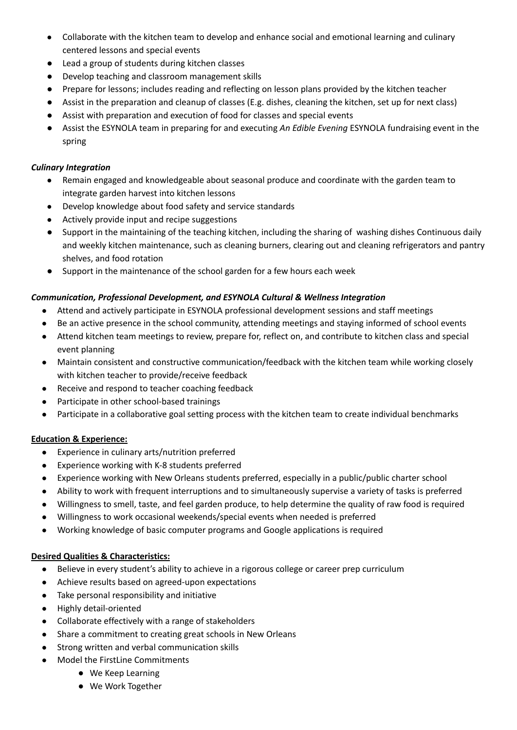- Collaborate with the kitchen team to develop and enhance social and emotional learning and culinary centered lessons and special events
- Lead a group of students during kitchen classes
- Develop teaching and classroom management skills
- Prepare for lessons; includes reading and reflecting on lesson plans provided by the kitchen teacher
- Assist in the preparation and cleanup of classes (E.g. dishes, cleaning the kitchen, set up for next class)
- Assist with preparation and execution of food for classes and special events
- Assist the ESYNOLA team in preparing for and executing *An Edible Evening* ESYNOLA fundraising event in the spring

***Culinary Integration***

- Remain engaged and knowledgeable about seasonal produce and coordinate with the garden team to integrate garden harvest into kitchen lessons
- Develop knowledge about food safety and service standards
- Actively provide input and recipe suggestions
- Support in the maintaining of the teaching kitchen, including the sharing of washing dishes Continuous daily and weekly kitchen maintenance, such as cleaning burners, clearing out and cleaning refrigerators and pantry shelves, and food rotation
- Support in the maintenance of the school garden for a few hours each week

***Communication, Professional Development, and ESYNOLA Cultural & Wellness Integration***

- Attend and actively participate in ESYNOLA professional development sessions and staff meetings
- Be an active presence in the school community, attending meetings and staying informed of school events
- Attend kitchen team meetings to review, prepare for, reflect on, and contribute to kitchen class and special event planning
- Maintain consistent and constructive communication/feedback with the kitchen team while working closely with kitchen teacher to provide/receive feedback
- Receive and respond to teacher coaching feedback
- Participate in other school-based trainings
- Participate in a collaborative goal setting process with the kitchen team to create individual benchmarks

**Education & Experience:**

- Experience in culinary arts/nutrition preferred
- Experience working with K-8 students preferred
- Experience working with New Orleans students preferred, especially in a public/public charter school
- Ability to work with frequent interruptions and to simultaneously supervise a variety of tasks is preferred
- Willingness to smell, taste, and feel garden produce, to help determine the quality of raw food is required
- Willingness to work occasional weekends/special events when needed is preferred
- Working knowledge of basic computer programs and Google applications is required

**Desired Qualities & Characteristics:**

- Believe in every student's ability to achieve in a rigorous college or career prep curriculum
- Achieve results based on agreed-upon expectations
- Take personal responsibility and initiative
- Highly detail-oriented
- Collaborate effectively with a range of stakeholders
- Share a commitment to creating great schools in New Orleans
- Strong written and verbal communication skills
- Model the FirstLine Commitments
    - We Keep Learning
    - We Work Together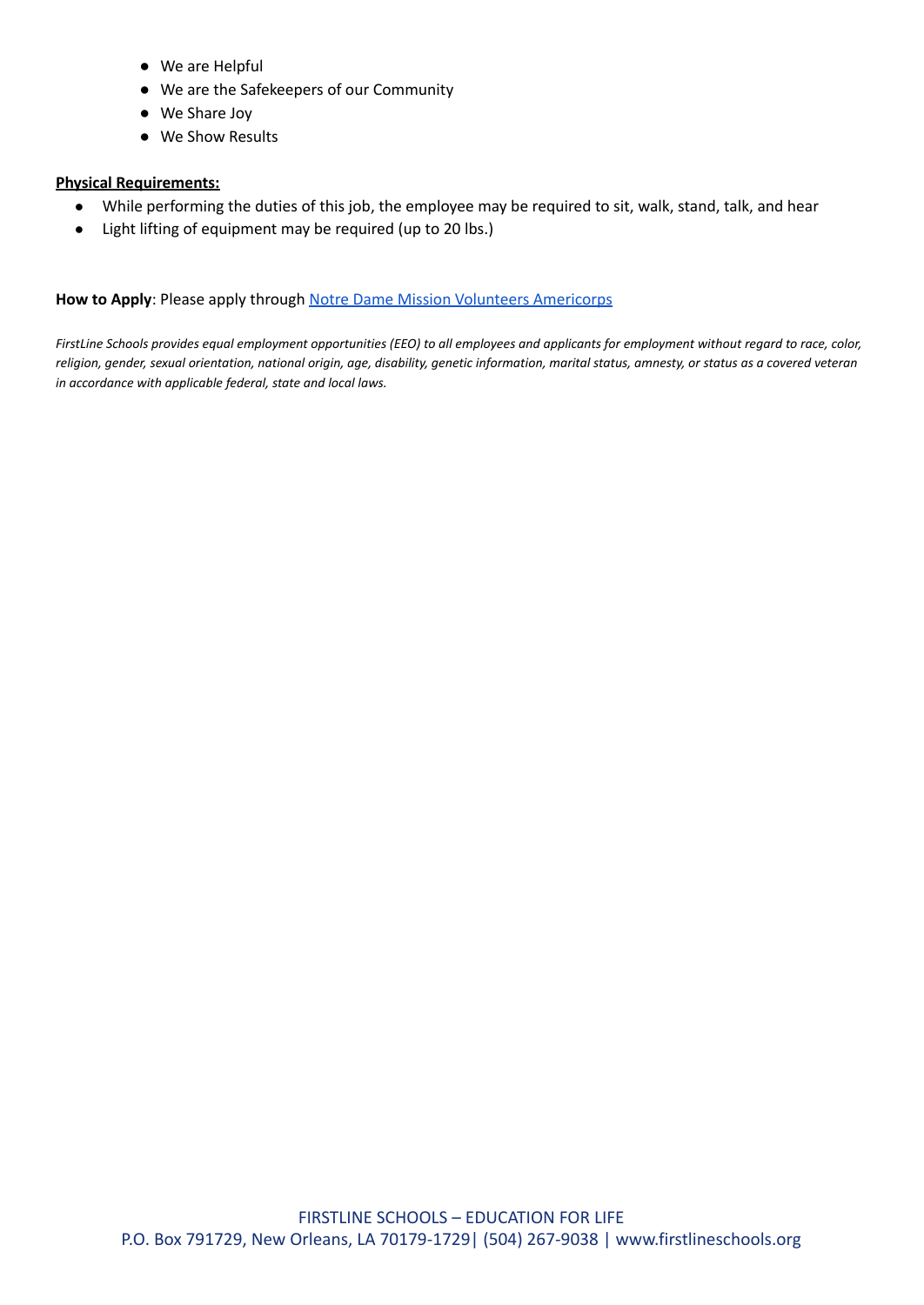- We are Helpful
- We are the Safekeepers of our Community
- We Share Joy
- We Show Results

**Physical Requirements:**

- While performing the duties of this job, the employee may be required to sit, walk, stand, talk, and hear
- Light lifting of equipment may be required (up to 20 lbs.)

**How to Apply**: Please apply through Notre Dame Mission Volunteers Americorps

*FirstLine Schools provides equal employment opportunities (EEO) to all employees and applicants for employment without regard to race, color, religion, gender, sexual orientation, national origin, age, disability, genetic information, marital status, amnesty, or status as a covered veteran in accordance with applicable federal, state and local laws.*